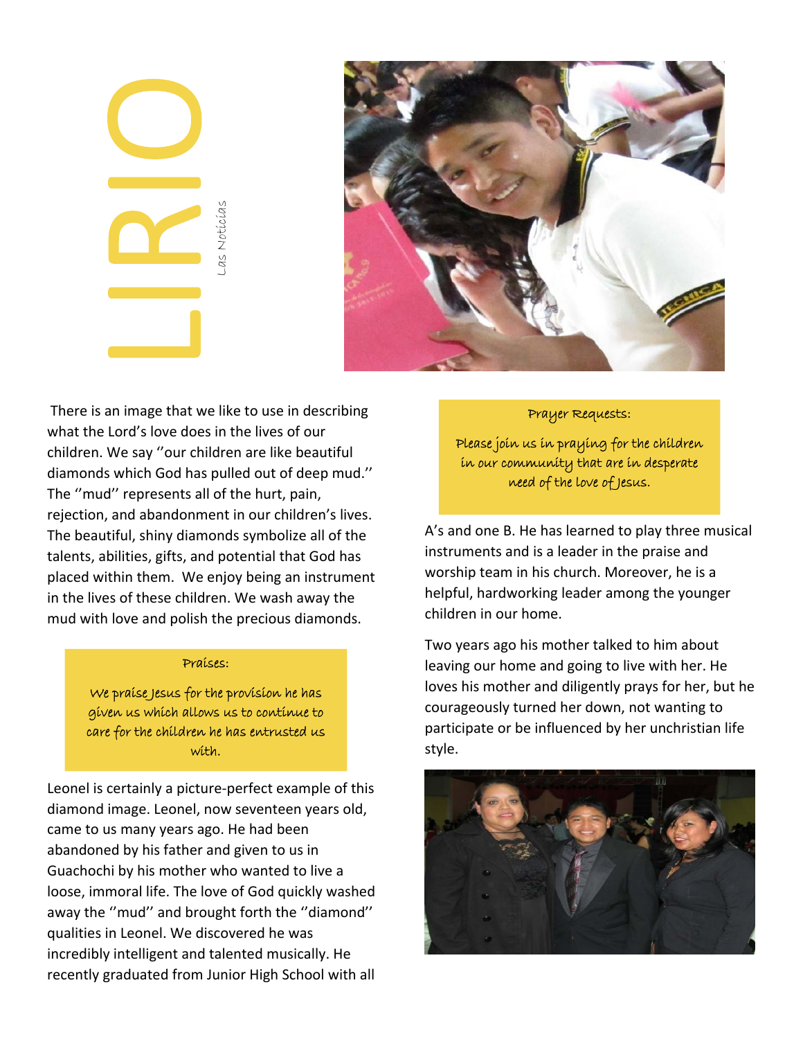# LIRIO

*Las Noticias*

There is an image that we like to use in describing what the Lord's love does in the lives of our children. We say ''our children are like beautiful diamonds which God has pulled out of deep mud.'' The ''mud'' represents all of the hurt, pain, rejection, and abandonment in our children's lives. The beautiful, shiny diamonds symbolize all of the talents, abilities, gifts, and potential that God has placed within them. We enjoy being an instrument in the lives of these children. We wash away the mud with love and polish the precious diamonds.

> **Praises:**
>
> We praise Jesus for the provision he has given us which allows us to continue to care for the children he has entrusted us with.

Leonel is certainly a picture-perfect example of this diamond image. Leonel, now seventeen years old, came to us many years ago. He had been abandoned by his father and given to us in Guachochi by his mother who wanted to live a loose, immoral life. The love of God quickly washed away the ''mud'' and brought forth the ''diamond'' qualities in Leonel. We discovered he was incredibly intelligent and talented musically. He recently graduated from Junior High School with all A's and one B. He has learned to play three musical instruments and is a leader in the praise and worship team in his church. Moreover, he is a helpful, hardworking leader among the younger children in our home.

> **Prayer Requests:**
>
> Please join us in praying for the children in our community that are in desperate need of the love of Jesus.

Two years ago his mother talked to him about leaving our home and going to live with her. He loves his mother and diligently prays for her, but he courageously turned her down, not wanting to participate or be influenced by her unchristian life style.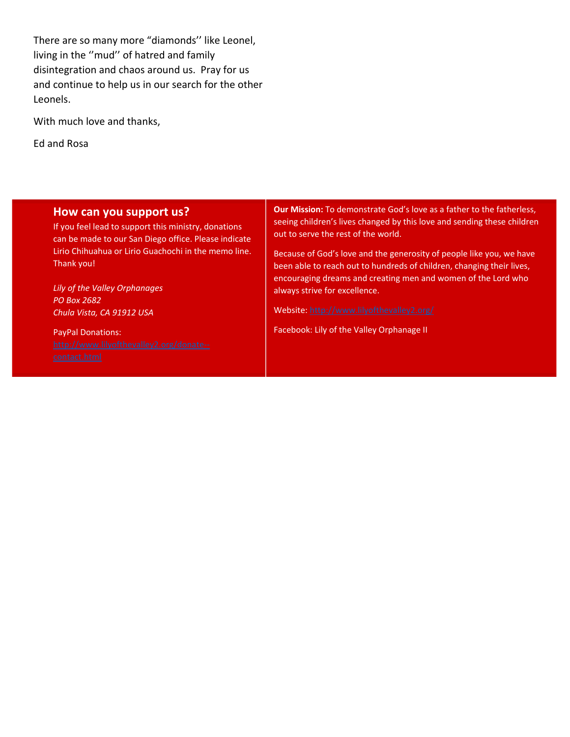There are so many more "diamonds'' like Leonel, living in the ''mud'' of hatred and family disintegration and chaos around us. Pray for us and continue to help us in our search for the other Leonels.

With much love and thanks,

Ed and Rosa

## How can you support us?

If you feel lead to support this ministry, donations can be made to our San Diego office. Please indicate Lirio Chihuahua or Lirio Guachochi in the memo line. Thank you!

*Lily of the Valley Orphanages*
*PO Box 2682*
*Chula Vista, CA 91912 USA*

PayPal Donations:
http://www.lilyofthevalley2.org/donate--contact.html

**Our Mission:** To demonstrate God's love as a father to the fatherless, seeing children's lives changed by this love and sending these children out to serve the rest of the world.

Because of God's love and the generosity of people like you, we have been able to reach out to hundreds of children, changing their lives, encouraging dreams and creating men and women of the Lord who always strive for excellence.

Website: http://www.lilyofthevalley2.org/

Facebook: Lily of the Valley Orphanage II